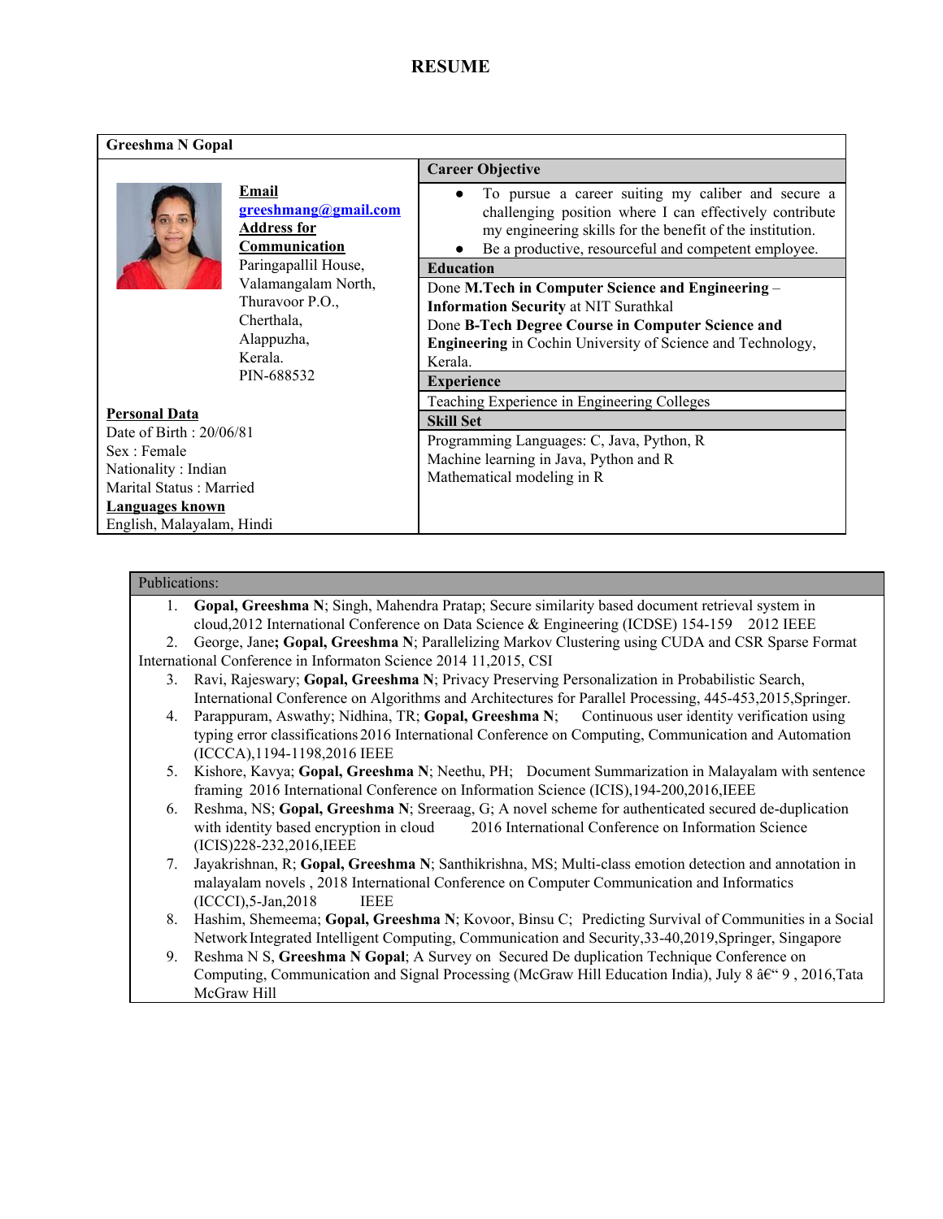# RESUME

## Greeshma N Gopal

**Email**
greeshmang@gmail.com

**Address for Communication**
Paringapallil House,
Valamangalam North,
Thuravoor P.O.,
Cherthala,
Alappuzha,
Kerala.
PIN-688532

**Personal Data**
Date of Birth : 20/06/81
Sex : Female
Nationality : Indian
Marital Status : Married

**Languages known**
English, Malayalam, Hindi

### Career Objective

- To pursue a career suiting my caliber and secure a challenging position where I can effectively contribute my engineering skills for the benefit of the institution.
- Be a productive, resourceful and competent employee.

### Education

Done **M.Tech in Computer Science and Engineering – Information Security** at NIT Surathkal
Done **B-Tech Degree Course in Computer Science and Engineering** in Cochin University of Science and Technology, Kerala.

### Experience

Teaching Experience in Engineering Colleges

### Skill Set

Programming Languages: C, Java, Python, R
Machine learning in Java, Python and R
Mathematical modeling in R

### Publications:

1. **Gopal, Greeshma N**; Singh, Mahendra Pratap; Secure similarity based document retrieval system in cloud,2012 International Conference on Data Science & Engineering (ICDSE) 154-159 2012 IEEE
2. George, Jane**; Gopal, Greeshma N**; Parallelizing Markov Clustering using CUDA and CSR Sparse Format International Conference in Informaton Science 2014 11,2015, CSI
3. Ravi, Rajeswary; **Gopal, Greeshma N**; Privacy Preserving Personalization in Probabilistic Search, International Conference on Algorithms and Architectures for Parallel Processing, 445-453,2015,Springer.
4. Parappuram, Aswathy; Nidhina, TR; **Gopal, Greeshma N**; Continuous user identity verification using typing error classifications 2016 International Conference on Computing, Communication and Automation (ICCCA),1194-1198,2016 IEEE
5. Kishore, Kavya; **Gopal, Greeshma N**; Neethu, PH; Document Summarization in Malayalam with sentence framing 2016 International Conference on Information Science (ICIS),194-200,2016,IEEE
6. Reshma, NS; **Gopal, Greeshma N**; Sreeraag, G; A novel scheme for authenticated secured de-duplication with identity based encryption in cloud 2016 International Conference on Information Science (ICIS)228-232,2016,IEEE
7. Jayakrishnan, R; **Gopal, Greeshma N**; Santhikrishna, MS; Multi-class emotion detection and annotation in malayalam novels , 2018 International Conference on Computer Communication and Informatics (ICCCI),5-Jan,2018 IEEE
8. Hashim, Shemeema; **Gopal, Greeshma N**; Kovoor, Binsu C; Predicting Survival of Communities in a Social Network Integrated Intelligent Computing, Communication and Security,33-40,2019,Springer, Singapore
9. Reshma N S, **Greeshma N Gopal**; A Survey on Secured De duplication Technique Conference on Computing, Communication and Signal Processing (McGraw Hill Education India), July 8 â€“ 9 , 2016,Tata McGraw Hill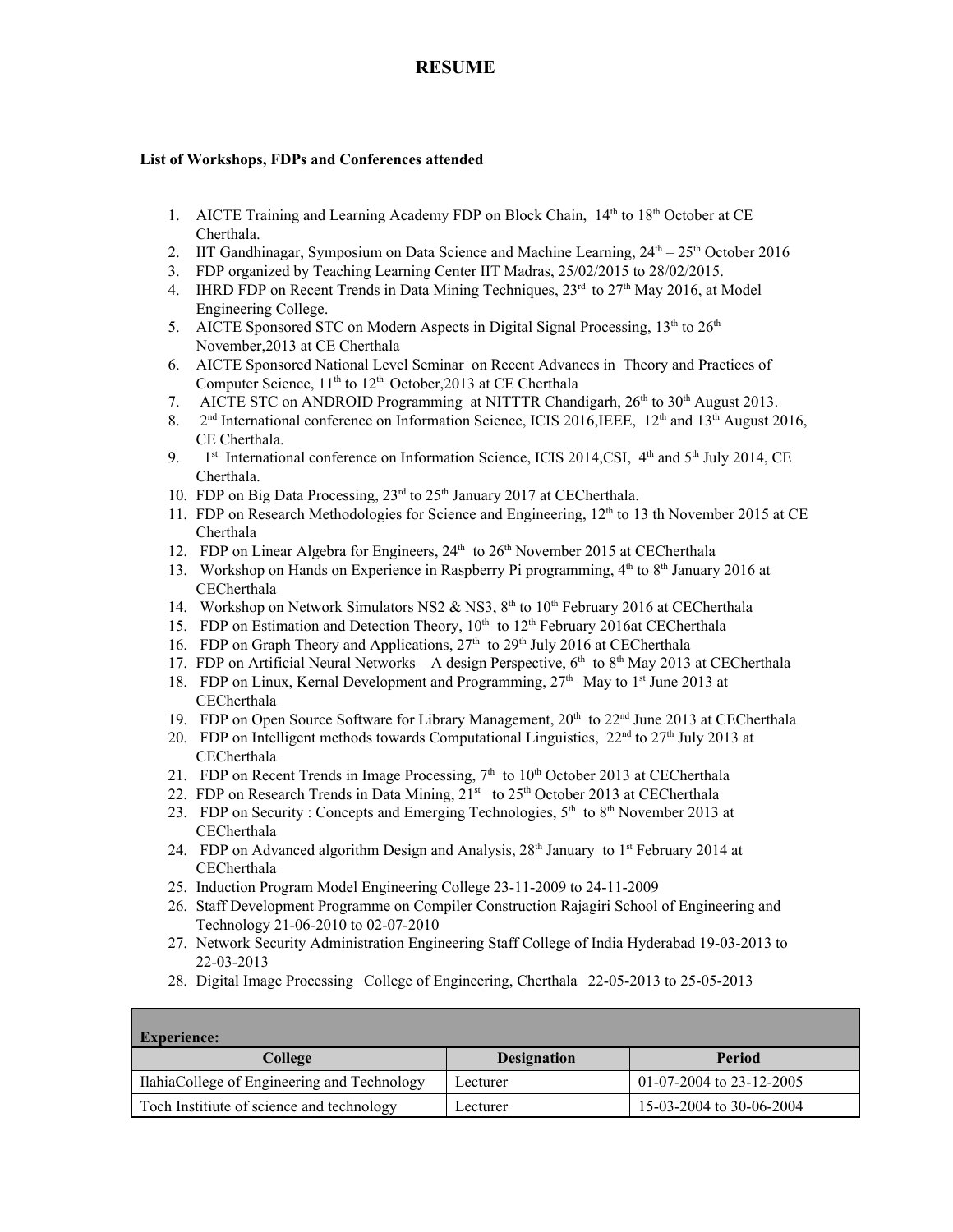# RESUME

**List of Workshops, FDPs and Conferences attended**

1. AICTE Training and Learning Academy FDP on Block Chain, 14th to 18th October at CE Cherthala.
2. IIT Gandhinagar, Symposium on Data Science and Machine Learning, 24th – 25th October 2016
3. FDP organized by Teaching Learning Center IIT Madras, 25/02/2015 to 28/02/2015.
4. IHRD FDP on Recent Trends in Data Mining Techniques, 23rd to 27th May 2016, at Model Engineering College.
5. AICTE Sponsored STC on Modern Aspects in Digital Signal Processing, 13th to 26th November,2013 at CE Cherthala
6. AICTE Sponsored National Level Seminar on Recent Advances in Theory and Practices of Computer Science, 11th to 12th October,2013 at CE Cherthala
7. AICTE STC on ANDROID Programming at NITTTR Chandigarh, 26th to 30th August 2013.
8. 2nd International conference on Information Science, ICIS 2016,IEEE, 12th and 13th August 2016, CE Cherthala.
9. 1st International conference on Information Science, ICIS 2014,CSI, 4th and 5th July 2014, CE Cherthala.
10. FDP on Big Data Processing, 23rd to 25th January 2017 at CECherthala.
11. FDP on Research Methodologies for Science and Engineering, 12th to 13 th November 2015 at CE Cherthala
12. FDP on Linear Algebra for Engineers, 24th to 26th November 2015 at CECherthala
13. Workshop on Hands on Experience in Raspberry Pi programming, 4th to 8th January 2016 at CECherthala
14. Workshop on Network Simulators NS2 & NS3, 8th to 10th February 2016 at CECherthala
15. FDP on Estimation and Detection Theory, 10th to 12th February 2016at CECherthala
16. FDP on Graph Theory and Applications, 27th to 29th July 2016 at CECherthala
17. FDP on Artificial Neural Networks – A design Perspective, 6th to 8th May 2013 at CECherthala
18. FDP on Linux, Kernal Development and Programming, 27th May to 1st June 2013 at CECherthala
19. FDP on Open Source Software for Library Management, 20th to 22nd June 2013 at CECherthala
20. FDP on Intelligent methods towards Computational Linguistics, 22nd to 27th July 2013 at CECherthala
21. FDP on Recent Trends in Image Processing, 7th to 10th October 2013 at CECherthala
22. FDP on Research Trends in Data Mining, 21st to 25th October 2013 at CECherthala
23. FDP on Security : Concepts and Emerging Technologies, 5th to 8th November 2013 at CECherthala
24. FDP on Advanced algorithm Design and Analysis, 28th January to 1st February 2014 at CECherthala
25. Induction Program Model Engineering College 23-11-2009 to 24-11-2009
26. Staff Development Programme on Compiler Construction Rajagiri School of Engineering and Technology 21-06-2010 to 02-07-2010
27. Network Security Administration Engineering Staff College of India Hyderabad 19-03-2013 to 22-03-2013
28. Digital Image Processing College of Engineering, Cherthala 22-05-2013 to 25-05-2013

**Experience:**

| College | Designation | Period |
|---|---|---|
| IlahiaCollege of Engineering and Technology | Lecturer | 01-07-2004 to 23-12-2005 |
| Toch Institiute of science and technology | Lecturer | 15-03-2004 to 30-06-2004 |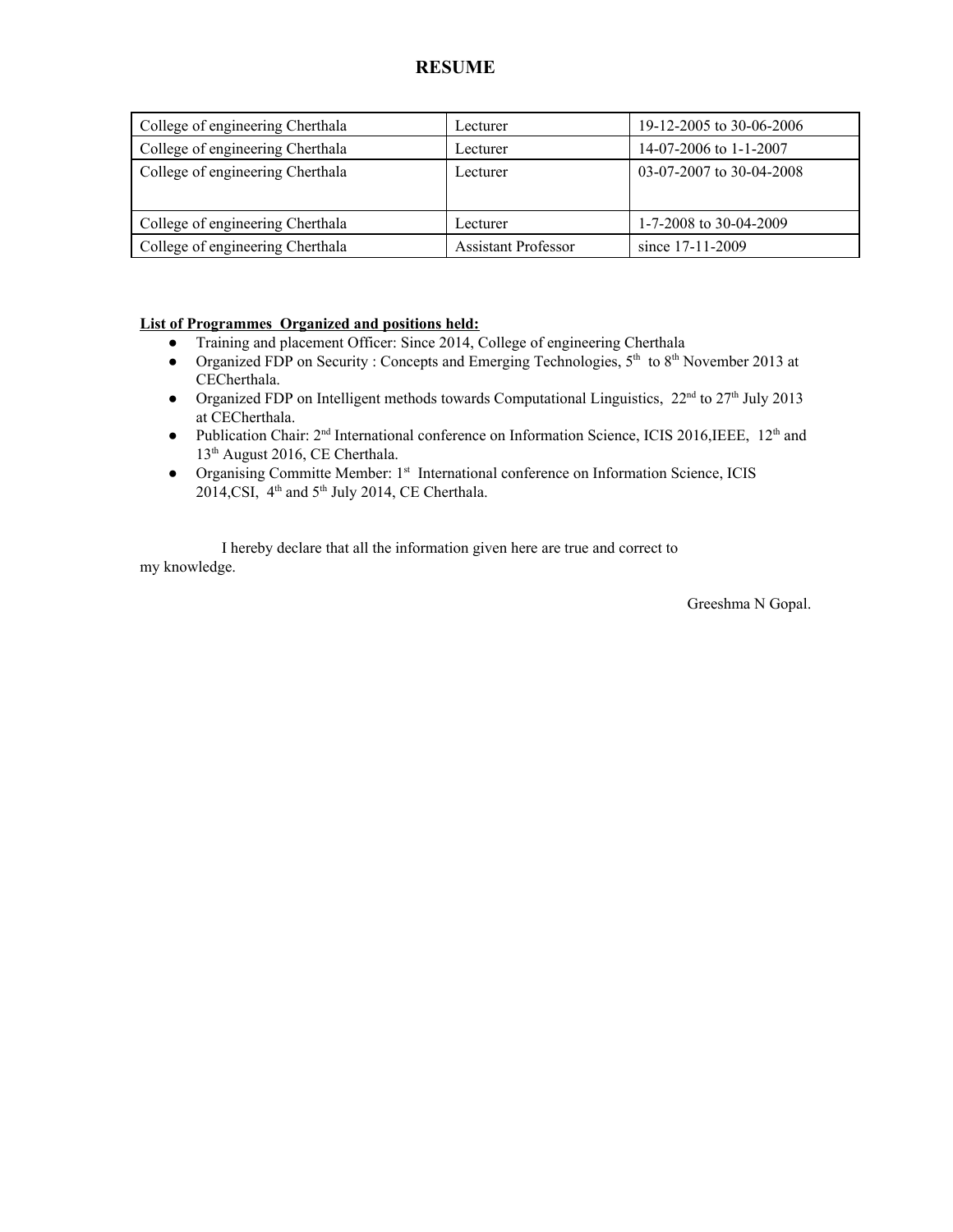# RESUME

| | | |
|---|---|---|
| College of engineering Cherthala | Lecturer | 19-12-2005 to 30-06-2006 |
| College of engineering Cherthala | Lecturer | 14-07-2006 to 1-1-2007 |
| College of engineering Cherthala | Lecturer | 03-07-2007 to 30-04-2008 |
| College of engineering Cherthala | Lecturer | 1-7-2008 to 30-04-2009 |
| College of engineering Cherthala | Assistant Professor | since 17-11-2009 |

**<u>List of Programmes  Organized and positions held:</u>**

- Training and placement Officer: Since 2014, College of engineering Cherthala
- Organized FDP on Security : Concepts and Emerging Technologies, 5th  to 8th November 2013 at CECherthala.
- Organized FDP on Intelligent methods towards Computational Linguistics,  22nd to 27th July 2013 at CECherthala.
- Publication Chair: 2nd International conference on Information Science, ICIS 2016,IEEE,  12th and 13th August 2016, CE Cherthala.
- Organising Committe Member: 1st  International conference on Information Science, ICIS 2014,CSI,  4th and 5th July 2014, CE Cherthala.

I hereby declare that all the information given here are true and correct to my knowledge.

Greeshma N Gopal.